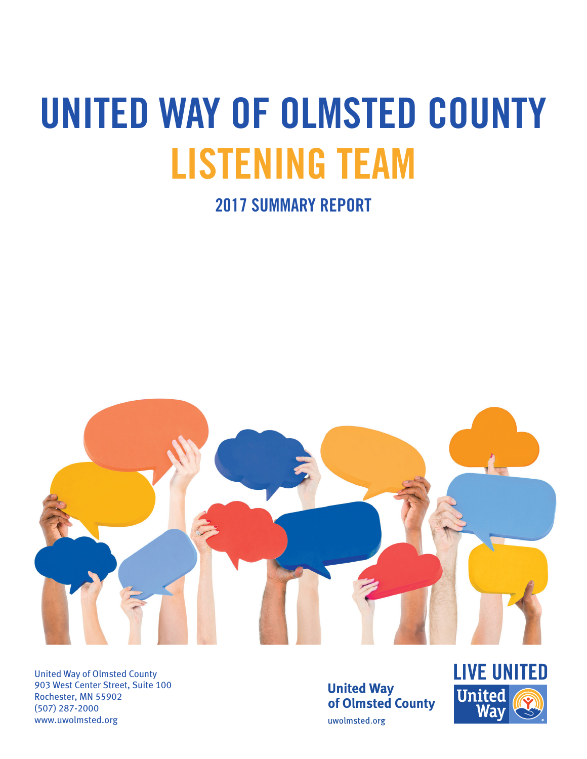# UNITED WAY OF OLMSTED COUNTY

# LISTENING TEAM

## 2017 SUMMARY REPORT

United Way of Olmsted County
903 West Center Street, Suite 100
Rochester, MN 55902
(507) 287-2000
www.uwolmsted.org

United Way of Olmsted County
uwolmsted.org

LIVE UNITED
United Way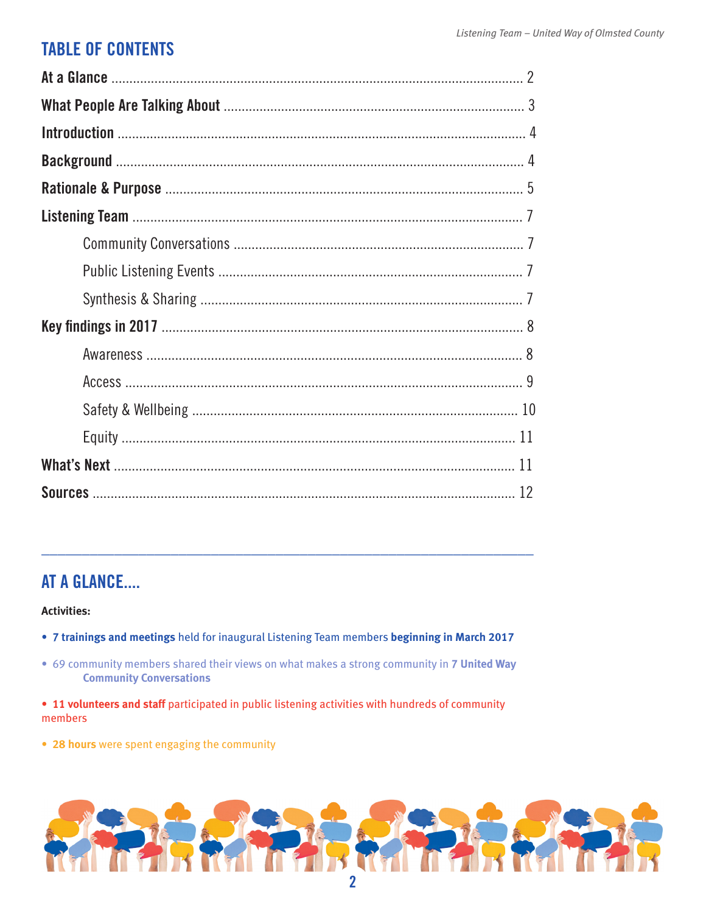## TABLE OF CONTENTS

**At a Glance** ........ 2

**What People Are Talking About** ........ 3

**Introduction** ........ 4

**Background** ........ 4

**Rationale & Purpose** ........ 5

**Listening Team** ........ 7

- Community Conversations ........ 7
- Public Listening Events ........ 7
- Synthesis & Sharing ........ 7

**Key findings in 2017** ........ 8

- Awareness ........ 8
- Access ........ 9
- Safety & Wellbeing ........ 10
- Equity ........ 11

**What's Next** ........ 11

**Sources** ........ 12

---

## AT A GLANCE....

**Activities:**

- **7 trainings and meetings** held for inaugural Listening Team members **beginning in March 2017**
- 69 community members shared their views on what makes a strong community in **7 United Way Community Conversations**
- **11 volunteers and staff** participated in public listening activities with hundreds of community members
- **28 hours** were spent engaging the community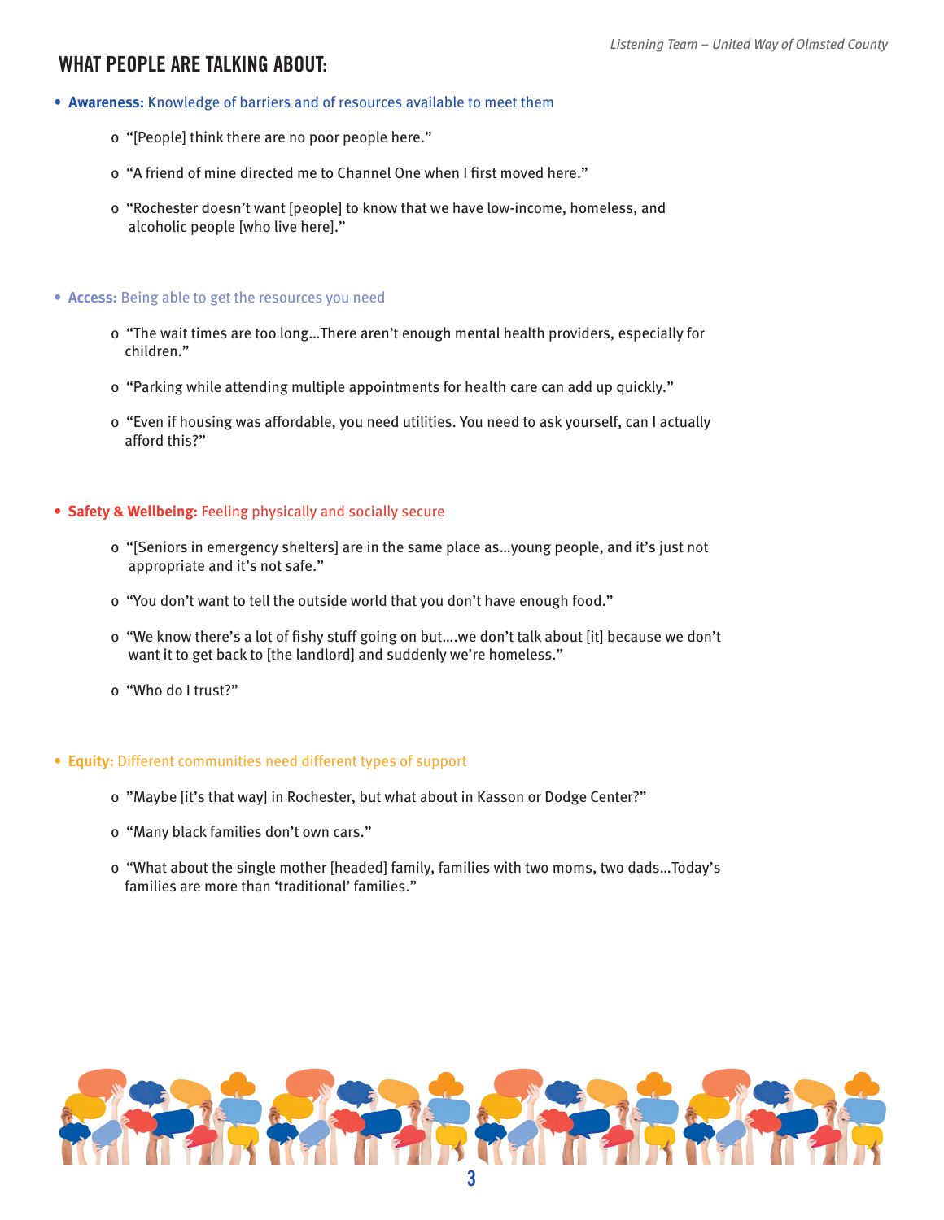## WHAT PEOPLE ARE TALKING ABOUT:

- **Awareness:** Knowledge of barriers and of resources available to meet them
    - "[People] think there are no poor people here."
    - "A friend of mine directed me to Channel One when I first moved here."
    - "Rochester doesn't want [people] to know that we have low-income, homeless, and alcoholic people [who live here]."

- **Access:** Being able to get the resources you need
    - "The wait times are too long…There aren't enough mental health providers, especially for children."
    - "Parking while attending multiple appointments for health care can add up quickly."
    - "Even if housing was affordable, you need utilities. You need to ask yourself, can I actually afford this?"

- **Safety & Wellbeing:** Feeling physically and socially secure
    - "[Seniors in emergency shelters] are in the same place as…young people, and it's just not appropriate and it's not safe."
    - "You don't want to tell the outside world that you don't have enough food."
    - "We know there's a lot of fishy stuff going on but….we don't talk about [it] because we don't want it to get back to [the landlord] and suddenly we're homeless."
    - "Who do I trust?"

- **Equity:** Different communities need different types of support
    - "Maybe [it's that way] in Rochester, but what about in Kasson or Dodge Center?"
    - "Many black families don't own cars."
    - "What about the single mother [headed] family, families with two moms, two dads…Today's families are more than 'traditional' families."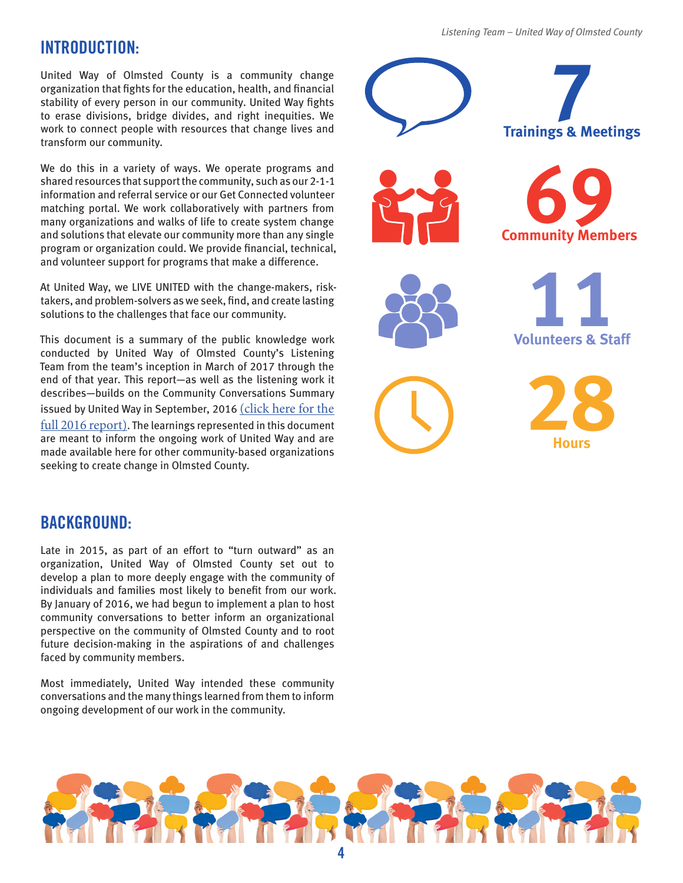## INTRODUCTION:

United Way of Olmsted County is a community change organization that fights for the education, health, and financial stability of every person in our community. United Way fights to erase divisions, bridge divides, and right inequities. We work to connect people with resources that change lives and transform our community.

We do this in a variety of ways. We operate programs and shared resources that support the community, such as our 2-1-1 information and referral service or our Get Connected volunteer matching portal. We work collaboratively with partners from many organizations and walks of life to create system change and solutions that elevate our community more than any single program or organization could. We provide financial, technical, and volunteer support for programs that make a difference.

At United Way, we LIVE UNITED with the change-makers, risk-takers, and problem-solvers as we seek, find, and create lasting solutions to the challenges that face our community.

This document is a summary of the public knowledge work conducted by United Way of Olmsted County's Listening Team from the team's inception in March of 2017 through the end of that year. This report—as well as the listening work it describes—builds on the Community Conversations Summary issued by United Way in September, 2016 (click here for the full 2016 report). The learnings represented in this document are meant to inform the ongoing work of United Way and are made available here for other community-based organizations seeking to create change in Olmsted County.

**7** Trainings & Meetings

**69** Community Members

**11** Volunteers & Staff

**28** Hours

## BACKGROUND:

Late in 2015, as part of an effort to "turn outward" as an organization, United Way of Olmsted County set out to develop a plan to more deeply engage with the community of individuals and families most likely to benefit from our work. By January of 2016, we had begun to implement a plan to host community conversations to better inform an organizational perspective on the community of Olmsted County and to root future decision-making in the aspirations of and challenges faced by community members.

Most immediately, United Way intended these community conversations and the many things learned from them to inform ongoing development of our work in the community.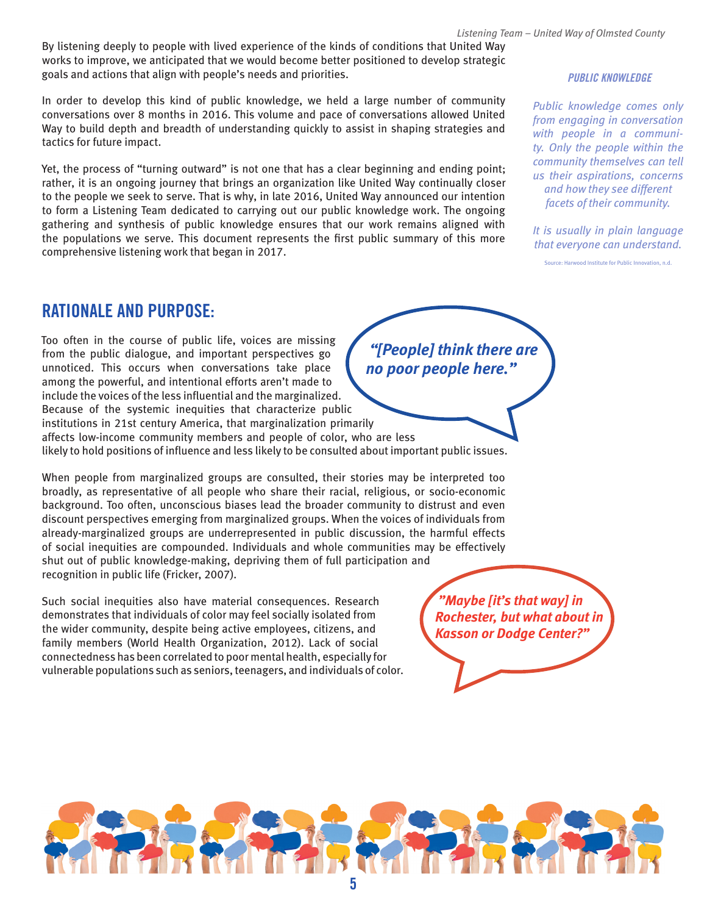By listening deeply to people with lived experience of the kinds of conditions that United Way works to improve, we anticipated that we would become better positioned to develop strategic goals and actions that align with people's needs and priorities.

In order to develop this kind of public knowledge, we held a large number of community conversations over 8 months in 2016. This volume and pace of conversations allowed United Way to build depth and breadth of understanding quickly to assist in shaping strategies and tactics for future impact.

Yet, the process of "turning outward" is not one that has a clear beginning and ending point; rather, it is an ongoing journey that brings an organization like United Way continually closer to the people we seek to serve. That is why, in late 2016, United Way announced our intention to form a Listening Team dedicated to carrying out our public knowledge work. The ongoing gathering and synthesis of public knowledge ensures that our work remains aligned with the populations we serve. This document represents the first public summary of this more comprehensive listening work that began in 2017.

***PUBLIC KNOWLEDGE***

*Public knowledge comes only from engaging in conversation with people in a community. Only the people within the community themselves can tell us their aspirations, concerns and how they see different facets of their community.*

*It is usually in plain language that everyone can understand.*

Source: Harwood Institute for Public Innovation, n.d.

## RATIONALE AND PURPOSE:

Too often in the course of public life, voices are missing from the public dialogue, and important perspectives go unnoticed. This occurs when conversations take place among the powerful, and intentional efforts aren't made to include the voices of the less influential and the marginalized. Because of the systemic inequities that characterize public institutions in 21st century America, that marginalization primarily affects low-income community members and people of color, who are less likely to hold positions of influence and less likely to be consulted about important public issues.

***"[People] think there are no poor people here."***

When people from marginalized groups are consulted, their stories may be interpreted too broadly, as representative of all people who share their racial, religious, or socio-economic background. Too often, unconscious biases lead the broader community to distrust and even discount perspectives emerging from marginalized groups. When the voices of individuals from already-marginalized groups are underrepresented in public discussion, the harmful effects of social inequities are compounded. Individuals and whole communities may be effectively shut out of public knowledge-making, depriving them of full participation and recognition in public life (Fricker, 2007).

Such social inequities also have material consequences. Research demonstrates that individuals of color may feel socially isolated from the wider community, despite being active employees, citizens, and family members (World Health Organization, 2012). Lack of social connectedness has been correlated to poor mental health, especially for vulnerable populations such as seniors, teenagers, and individuals of color.

***"Maybe [it's that way] in Rochester, but what about in Kasson or Dodge Center?"***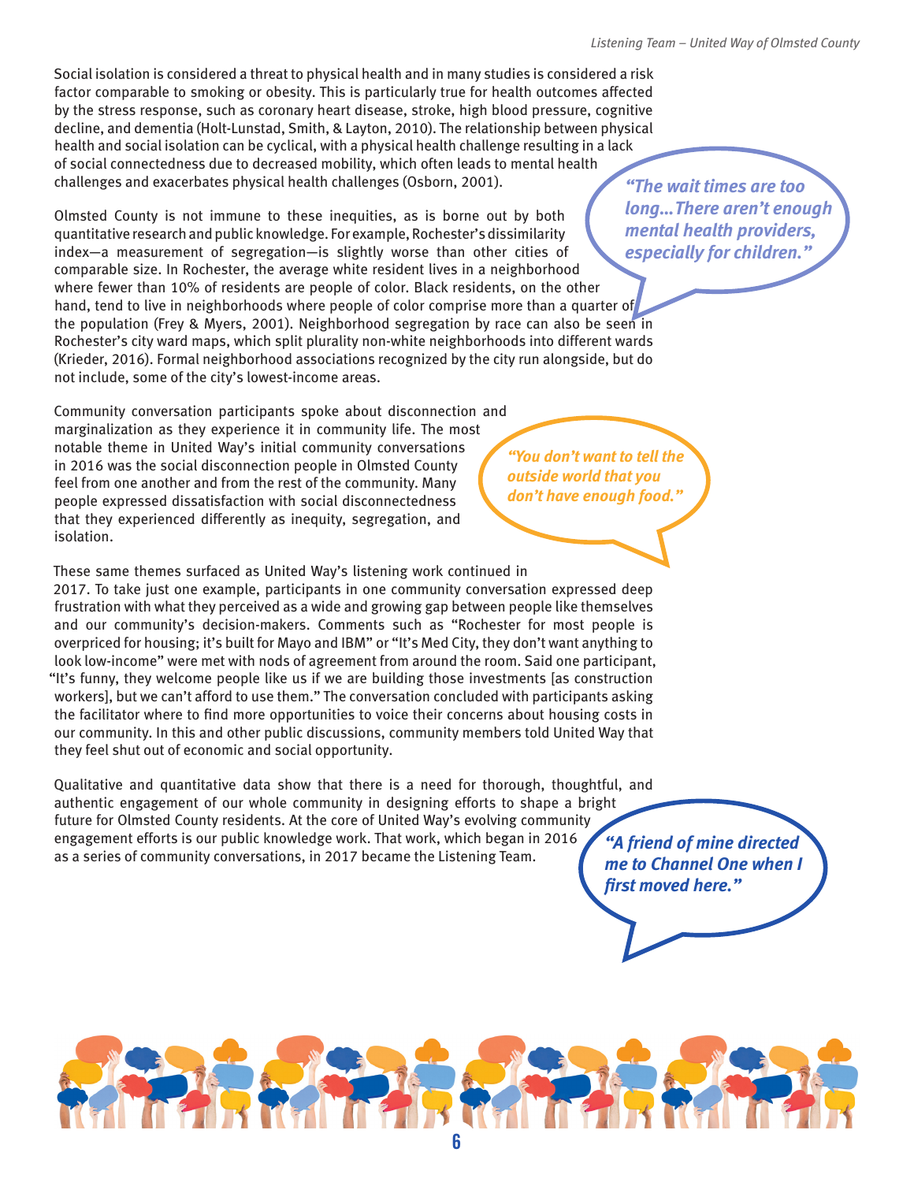Social isolation is considered a threat to physical health and in many studies is considered a risk factor comparable to smoking or obesity. This is particularly true for health outcomes affected by the stress response, such as coronary heart disease, stroke, high blood pressure, cognitive decline, and dementia (Holt-Lunstad, Smith, & Layton, 2010). The relationship between physical health and social isolation can be cyclical, with a physical health challenge resulting in a lack of social connectedness due to decreased mobility, which often leads to mental health challenges and exacerbates physical health challenges (Osborn, 2001).

*"The wait times are too long...There aren't enough mental health providers, especially for children."*

Olmsted County is not immune to these inequities, as is borne out by both quantitative research and public knowledge. For example, Rochester's dissimilarity index—a measurement of segregation—is slightly worse than other cities of comparable size. In Rochester, the average white resident lives in a neighborhood where fewer than 10% of residents are people of color. Black residents, on the other hand, tend to live in neighborhoods where people of color comprise more than a quarter of the population (Frey & Myers, 2001). Neighborhood segregation by race can also be seen in Rochester's city ward maps, which split plurality non-white neighborhoods into different wards (Krieder, 2016). Formal neighborhood associations recognized by the city run alongside, but do not include, some of the city's lowest-income areas.

Community conversation participants spoke about disconnection and marginalization as they experience it in community life. The most notable theme in United Way's initial community conversations in 2016 was the social disconnection people in Olmsted County feel from one another and from the rest of the community. Many people expressed dissatisfaction with social disconnectedness that they experienced differently as inequity, segregation, and isolation.

*"You don't want to tell the outside world that you don't have enough food."*

These same themes surfaced as United Way's listening work continued in 2017. To take just one example, participants in one community conversation expressed deep frustration with what they perceived as a wide and growing gap between people like themselves and our community's decision-makers. Comments such as "Rochester for most people is overpriced for housing; it's built for Mayo and IBM" or "It's Med City, they don't want anything to look low-income" were met with nods of agreement from around the room. Said one participant, "It's funny, they welcome people like us if we are building those investments [as construction workers], but we can't afford to use them." The conversation concluded with participants asking the facilitator where to find more opportunities to voice their concerns about housing costs in our community. In this and other public discussions, community members told United Way that they feel shut out of economic and social opportunity.

Qualitative and quantitative data show that there is a need for thorough, thoughtful, and authentic engagement of our whole community in designing efforts to shape a bright future for Olmsted County residents. At the core of United Way's evolving community engagement efforts is our public knowledge work. That work, which began in 2016 as a series of community conversations, in 2017 became the Listening Team.

*"A friend of mine directed me to Channel One when I first moved here."*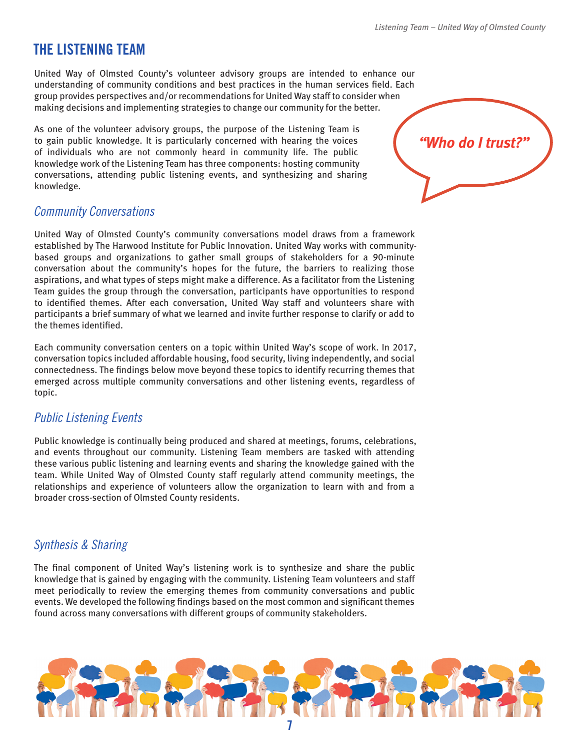# THE LISTENING TEAM

United Way of Olmsted County's volunteer advisory groups are intended to enhance our understanding of community conditions and best practices in the human services field. Each group provides perspectives and/or recommendations for United Way staff to consider when making decisions and implementing strategies to change our community for the better.

As one of the volunteer advisory groups, the purpose of the Listening Team is to gain public knowledge. It is particularly concerned with hearing the voices of individuals who are not commonly heard in community life. The public knowledge work of the Listening Team has three components: hosting community conversations, attending public listening events, and synthesizing and sharing knowledge.

***"Who do I trust?"***

## *Community Conversations*

United Way of Olmsted County's community conversations model draws from a framework established by The Harwood Institute for Public Innovation. United Way works with community-based groups and organizations to gather small groups of stakeholders for a 90-minute conversation about the community's hopes for the future, the barriers to realizing those aspirations, and what types of steps might make a difference. As a facilitator from the Listening Team guides the group through the conversation, participants have opportunities to respond to identified themes. After each conversation, United Way staff and volunteers share with participants a brief summary of what we learned and invite further response to clarify or add to the themes identified.

Each community conversation centers on a topic within United Way's scope of work. In 2017, conversation topics included affordable housing, food security, living independently, and social connectedness. The findings below move beyond these topics to identify recurring themes that emerged across multiple community conversations and other listening events, regardless of topic.

## *Public Listening Events*

Public knowledge is continually being produced and shared at meetings, forums, celebrations, and events throughout our community. Listening Team members are tasked with attending these various public listening and learning events and sharing the knowledge gained with the team. While United Way of Olmsted County staff regularly attend community meetings, the relationships and experience of volunteers allow the organization to learn with and from a broader cross-section of Olmsted County residents.

## *Synthesis & Sharing*

The final component of United Way's listening work is to synthesize and share the public knowledge that is gained by engaging with the community. Listening Team volunteers and staff meet periodically to review the emerging themes from community conversations and public events. We developed the following findings based on the most common and significant themes found across many conversations with different groups of community stakeholders.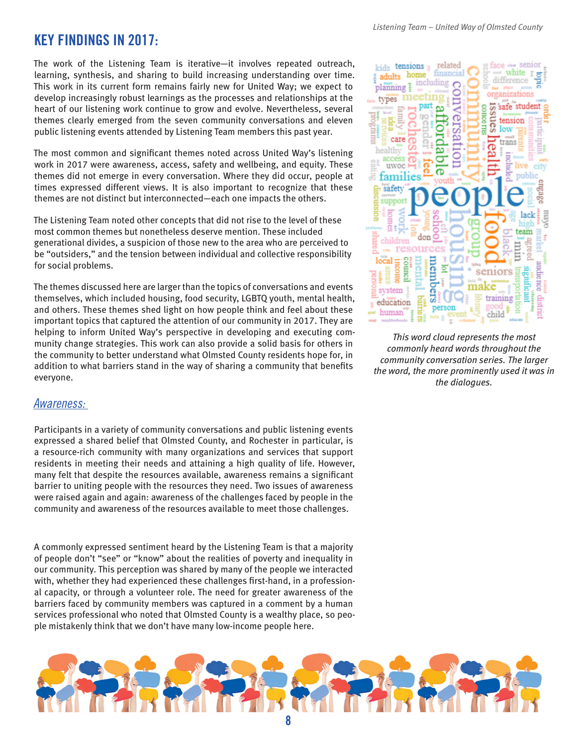## KEY FINDINGS IN 2017:

The work of the Listening Team is iterative—it involves repeated outreach, learning, synthesis, and sharing to build increasing understanding over time. This work in its current form remains fairly new for United Way; we expect to develop increasingly robust learnings as the processes and relationships at the heart of our listening work continue to grow and evolve. Nevertheless, several themes clearly emerged from the seven community conversations and eleven public listening events attended by Listening Team members this past year.

The most common and significant themes noted across United Way's listening work in 2017 were awareness, access, safety and wellbeing, and equity. These themes did not emerge in every conversation. Where they did occur, people at times expressed different views. It is also important to recognize that these themes are not distinct but interconnected—each one impacts the others.

The Listening Team noted other concepts that did not rise to the level of these most common themes but nonetheless deserve mention. These included generational divides, a suspicion of those new to the area who are perceived to be "outsiders," and the tension between individual and collective responsibility for social problems.

The themes discussed here are larger than the topics of conversations and events themselves, which included housing, food security, LGBTQ youth, mental health, and others. These themes shed light on how people think and feel about these important topics that captured the attention of our community in 2017. They are helping to inform United Way's perspective in developing and executing community change strategies. This work can also provide a solid basis for others in the community to better understand what Olmsted County residents hope for, in addition to what barriers stand in the way of sharing a community that benefits everyone.

*This word cloud represents the most commonly heard words throughout the community conversation series. The larger the word, the more prominently used it was in the dialogues.*

### *Awareness:*

Participants in a variety of community conversations and public listening events expressed a shared belief that Olmsted County, and Rochester in particular, is a resource-rich community with many organizations and services that support residents in meeting their needs and attaining a high quality of life. However, many felt that despite the resources available, awareness remains a significant barrier to uniting people with the resources they need. Two issues of awareness were raised again and again: awareness of the challenges faced by people in the community and awareness of the resources available to meet those challenges.

A commonly expressed sentiment heard by the Listening Team is that a majority of people don't "see" or "know" about the realities of poverty and inequality in our community. This perception was shared by many of the people we interacted with, whether they had experienced these challenges first-hand, in a professional capacity, or through a volunteer role. The need for greater awareness of the barriers faced by community members was captured in a comment by a human services professional who noted that Olmsted County is a wealthy place, so people mistakenly think that we don't have many low-income people here.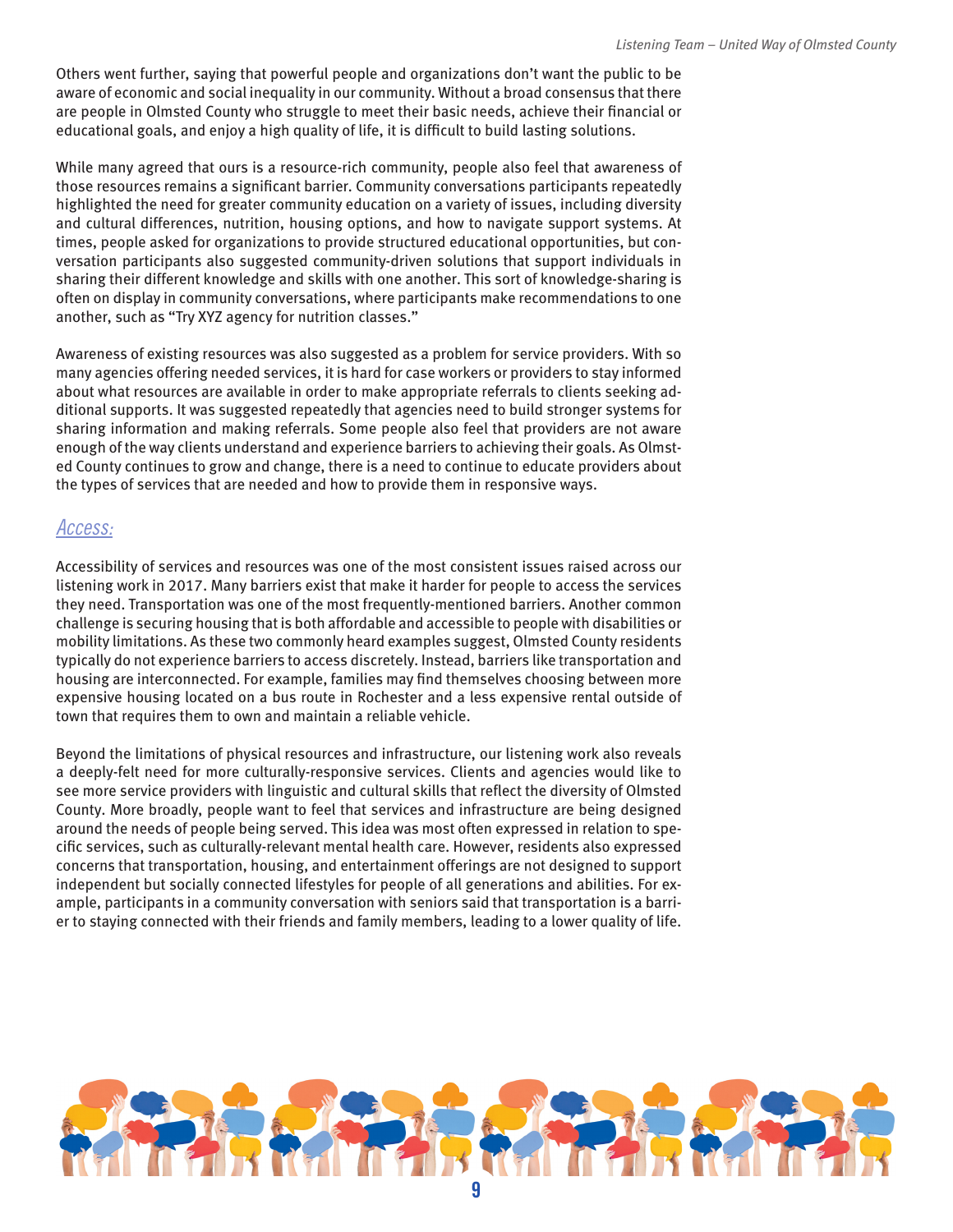Others went further, saying that powerful people and organizations don't want the public to be aware of economic and social inequality in our community. Without a broad consensus that there are people in Olmsted County who struggle to meet their basic needs, achieve their financial or educational goals, and enjoy a high quality of life, it is difficult to build lasting solutions.

While many agreed that ours is a resource-rich community, people also feel that awareness of those resources remains a significant barrier. Community conversations participants repeatedly highlighted the need for greater community education on a variety of issues, including diversity and cultural differences, nutrition, housing options, and how to navigate support systems. At times, people asked for organizations to provide structured educational opportunities, but conversation participants also suggested community-driven solutions that support individuals in sharing their different knowledge and skills with one another. This sort of knowledge-sharing is often on display in community conversations, where participants make recommendations to one another, such as "Try XYZ agency for nutrition classes."

Awareness of existing resources was also suggested as a problem for service providers. With so many agencies offering needed services, it is hard for case workers or providers to stay informed about what resources are available in order to make appropriate referrals to clients seeking additional supports. It was suggested repeatedly that agencies need to build stronger systems for sharing information and making referrals. Some people also feel that providers are not aware enough of the way clients understand and experience barriers to achieving their goals. As Olmsted County continues to grow and change, there is a need to continue to educate providers about the types of services that are needed and how to provide them in responsive ways.

## Access:

Accessibility of services and resources was one of the most consistent issues raised across our listening work in 2017. Many barriers exist that make it harder for people to access the services they need. Transportation was one of the most frequently-mentioned barriers. Another common challenge is securing housing that is both affordable and accessible to people with disabilities or mobility limitations. As these two commonly heard examples suggest, Olmsted County residents typically do not experience barriers to access discretely. Instead, barriers like transportation and housing are interconnected. For example, families may find themselves choosing between more expensive housing located on a bus route in Rochester and a less expensive rental outside of town that requires them to own and maintain a reliable vehicle.

Beyond the limitations of physical resources and infrastructure, our listening work also reveals a deeply-felt need for more culturally-responsive services. Clients and agencies would like to see more service providers with linguistic and cultural skills that reflect the diversity of Olmsted County. More broadly, people want to feel that services and infrastructure are being designed around the needs of people being served. This idea was most often expressed in relation to specific services, such as culturally-relevant mental health care. However, residents also expressed concerns that transportation, housing, and entertainment offerings are not designed to support independent but socially connected lifestyles for people of all generations and abilities. For example, participants in a community conversation with seniors said that transportation is a barrier to staying connected with their friends and family members, leading to a lower quality of life.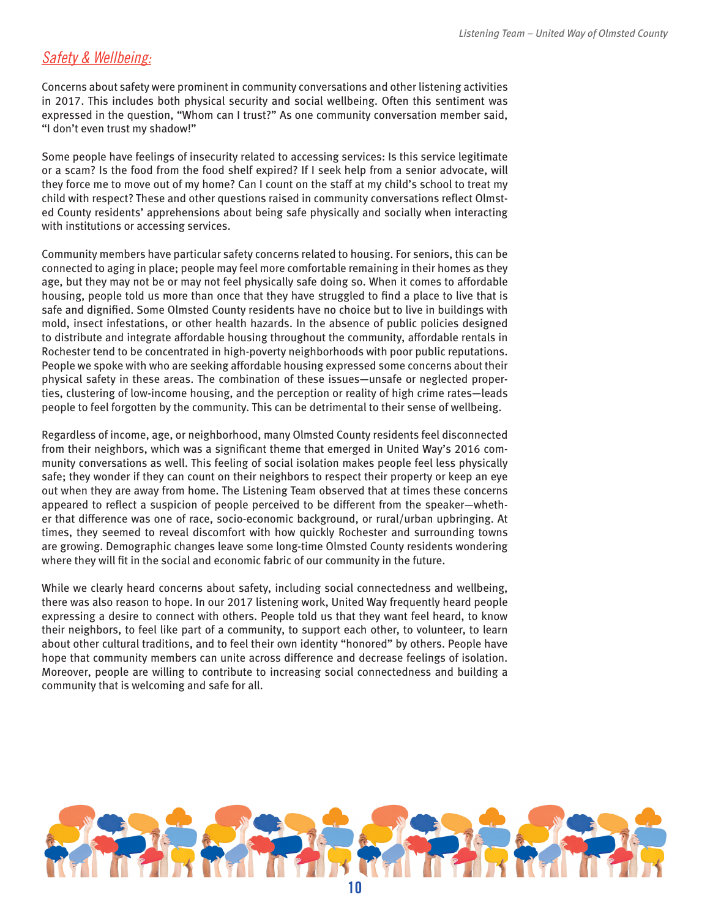## *Safety & Wellbeing:*

Concerns about safety were prominent in community conversations and other listening activities in 2017. This includes both physical security and social wellbeing. Often this sentiment was expressed in the question, "Whom can I trust?" As one community conversation member said, "I don't even trust my shadow!"

Some people have feelings of insecurity related to accessing services: Is this service legitimate or a scam? Is the food from the food shelf expired? If I seek help from a senior advocate, will they force me to move out of my home? Can I count on the staff at my child's school to treat my child with respect? These and other questions raised in community conversations reflect Olmsted County residents' apprehensions about being safe physically and socially when interacting with institutions or accessing services.

Community members have particular safety concerns related to housing. For seniors, this can be connected to aging in place; people may feel more comfortable remaining in their homes as they age, but they may not be or may not feel physically safe doing so. When it comes to affordable housing, people told us more than once that they have struggled to find a place to live that is safe and dignified. Some Olmsted County residents have no choice but to live in buildings with mold, insect infestations, or other health hazards. In the absence of public policies designed to distribute and integrate affordable housing throughout the community, affordable rentals in Rochester tend to be concentrated in high-poverty neighborhoods with poor public reputations. People we spoke with who are seeking affordable housing expressed some concerns about their physical safety in these areas. The combination of these issues—unsafe or neglected properties, clustering of low-income housing, and the perception or reality of high crime rates—leads people to feel forgotten by the community. This can be detrimental to their sense of wellbeing.

Regardless of income, age, or neighborhood, many Olmsted County residents feel disconnected from their neighbors, which was a significant theme that emerged in United Way's 2016 community conversations as well. This feeling of social isolation makes people feel less physically safe; they wonder if they can count on their neighbors to respect their property or keep an eye out when they are away from home. The Listening Team observed that at times these concerns appeared to reflect a suspicion of people perceived to be different from the speaker—whether that difference was one of race, socio-economic background, or rural/urban upbringing. At times, they seemed to reveal discomfort with how quickly Rochester and surrounding towns are growing. Demographic changes leave some long-time Olmsted County residents wondering where they will fit in the social and economic fabric of our community in the future.

While we clearly heard concerns about safety, including social connectedness and wellbeing, there was also reason to hope. In our 2017 listening work, United Way frequently heard people expressing a desire to connect with others. People told us that they want feel heard, to know their neighbors, to feel like part of a community, to support each other, to volunteer, to learn about other cultural traditions, and to feel their own identity "honored" by others. People have hope that community members can unite across difference and decrease feelings of isolation. Moreover, people are willing to contribute to increasing social connectedness and building a community that is welcoming and safe for all.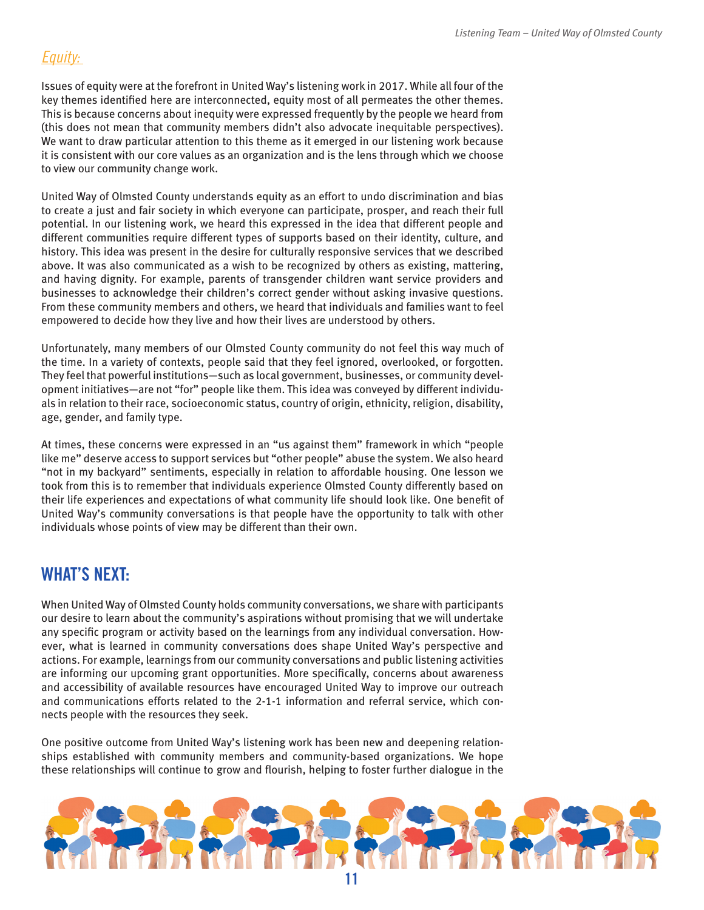## *Equity:*

Issues of equity were at the forefront in United Way's listening work in 2017. While all four of the key themes identified here are interconnected, equity most of all permeates the other themes. This is because concerns about inequity were expressed frequently by the people we heard from (this does not mean that community members didn't also advocate inequitable perspectives). We want to draw particular attention to this theme as it emerged in our listening work because it is consistent with our core values as an organization and is the lens through which we choose to view our community change work.

United Way of Olmsted County understands equity as an effort to undo discrimination and bias to create a just and fair society in which everyone can participate, prosper, and reach their full potential. In our listening work, we heard this expressed in the idea that different people and different communities require different types of supports based on their identity, culture, and history. This idea was present in the desire for culturally responsive services that we described above. It was also communicated as a wish to be recognized by others as existing, mattering, and having dignity. For example, parents of transgender children want service providers and businesses to acknowledge their children's correct gender without asking invasive questions. From these community members and others, we heard that individuals and families want to feel empowered to decide how they live and how their lives are understood by others.

Unfortunately, many members of our Olmsted County community do not feel this way much of the time. In a variety of contexts, people said that they feel ignored, overlooked, or forgotten. They feel that powerful institutions—such as local government, businesses, or community development initiatives—are not "for" people like them. This idea was conveyed by different individuals in relation to their race, socioeconomic status, country of origin, ethnicity, religion, disability, age, gender, and family type.

At times, these concerns were expressed in an "us against them" framework in which "people like me" deserve access to support services but "other people" abuse the system. We also heard "not in my backyard" sentiments, especially in relation to affordable housing. One lesson we took from this is to remember that individuals experience Olmsted County differently based on their life experiences and expectations of what community life should look like. One benefit of United Way's community conversations is that people have the opportunity to talk with other individuals whose points of view may be different than their own.

## WHAT'S NEXT:

When United Way of Olmsted County holds community conversations, we share with participants our desire to learn about the community's aspirations without promising that we will undertake any specific program or activity based on the learnings from any individual conversation. However, what is learned in community conversations does shape United Way's perspective and actions. For example, learnings from our community conversations and public listening activities are informing our upcoming grant opportunities. More specifically, concerns about awareness and accessibility of available resources have encouraged United Way to improve our outreach and communications efforts related to the 2-1-1 information and referral service, which connects people with the resources they seek.

One positive outcome from United Way's listening work has been new and deepening relationships established with community members and community-based organizations. We hope these relationships will continue to grow and flourish, helping to foster further dialogue in the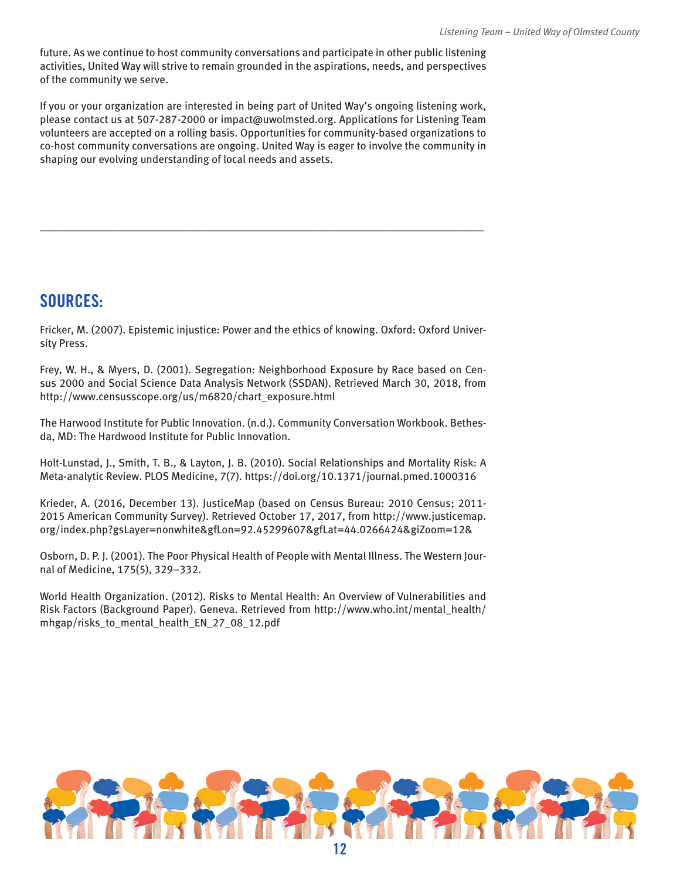future. As we continue to host community conversations and participate in other public listening activities, United Way will strive to remain grounded in the aspirations, needs, and perspectives of the community we serve.

If you or your organization are interested in being part of United Way's ongoing listening work, please contact us at 507-287-2000 or impact@uwolmsted.org. Applications for Listening Team volunteers are accepted on a rolling basis. Opportunities for community-based organizations to co-host community conversations are ongoing. United Way is eager to involve the community in shaping our evolving understanding of local needs and assets.

---

## SOURCES:

Fricker, M. (2007). Epistemic injustice: Power and the ethics of knowing. Oxford: Oxford University Press.

Frey, W. H., & Myers, D. (2001). Segregation: Neighborhood Exposure by Race based on Census 2000 and Social Science Data Analysis Network (SSDAN). Retrieved March 30, 2018, from http://www.censusscope.org/us/m6820/chart_exposure.html

The Harwood Institute for Public Innovation. (n.d.). Community Conversation Workbook. Bethesda, MD: The Hardwood Institute for Public Innovation.

Holt-Lunstad, J., Smith, T. B., & Layton, J. B. (2010). Social Relationships and Mortality Risk: A Meta-analytic Review. PLOS Medicine, 7(7). https://doi.org/10.1371/journal.pmed.1000316

Krieder, A. (2016, December 13). JusticeMap (based on Census Bureau: 2010 Census; 2011-2015 American Community Survey). Retrieved October 17, 2017, from http://www.justicemap.org/index.php?gsLayer=nonwhite&gfLon=92.45299607&gfLat=44.0266424&giZoom=12&

Osborn, D. P. J. (2001). The Poor Physical Health of People with Mental Illness. The Western Journal of Medicine, 175(5), 329–332.

World Health Organization. (2012). Risks to Mental Health: An Overview of Vulnerabilities and Risk Factors (Background Paper). Geneva. Retrieved from http://www.who.int/mental_health/mhgap/risks_to_mental_health_EN_27_08_12.pdf